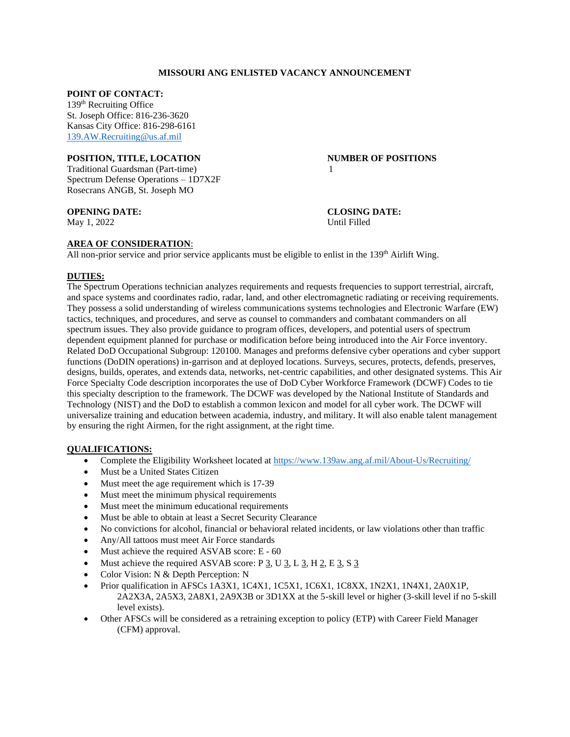**MISSOURI ANG ENLISTED VACANCY ANNOUNCEMENT**

**POINT OF CONTACT:**
139th Recruiting Office
St. Joseph Office: 816-236-3620
Kansas City Office: 816-298-6161
139.AW.Recruiting@us.af.mil

**POSITION, TITLE, LOCATION**
Traditional Guardsman (Part-time)
Spectrum Defense Operations – 1D7X2F
Rosecrans ANGB, St. Joseph MO

**NUMBER OF POSITIONS**
1

**OPENING DATE:**
May 1, 2022

**CLOSING DATE:**
Until Filled

**AREA OF CONSIDERATION**:
All non-prior service and prior service applicants must be eligible to enlist in the 139th Airlift Wing.

**DUTIES:**
The Spectrum Operations technician analyzes requirements and requests frequencies to support terrestrial, aircraft, and space systems and coordinates radio, radar, land, and other electromagnetic radiating or receiving requirements. They possess a solid understanding of wireless communications systems technologies and Electronic Warfare (EW) tactics, techniques, and procedures, and serve as counsel to commanders and combatant commanders on all spectrum issues. They also provide guidance to program offices, developers, and potential users of spectrum dependent equipment planned for purchase or modification before being introduced into the Air Force inventory. Related DoD Occupational Subgroup: 120100. Manages and preforms defensive cyber operations and cyber support functions (DoDIN operations) in-garrison and at deployed locations. Surveys, secures, protects, defends, preserves, designs, builds, operates, and extends data, networks, net-centric capabilities, and other designated systems. This Air Force Specialty Code description incorporates the use of DoD Cyber Workforce Framework (DCWF) Codes to tie this specialty description to the framework. The DCWF was developed by the National Institute of Standards and Technology (NIST) and the DoD to establish a common lexicon and model for all cyber work. The DCWF will universalize training and education between academia, industry, and military. It will also enable talent management by ensuring the right Airmen, for the right assignment, at the right time.

**QUALIFICATIONS:**
- Complete the Eligibility Worksheet located at https://www.139aw.ang.af.mil/About-Us/Recruiting/
- Must be a United States Citizen
- Must meet the age requirement which is 17-39
- Must meet the minimum physical requirements
- Must meet the minimum educational requirements
- Must be able to obtain at least a Secret Security Clearance
- No convictions for alcohol, financial or behavioral related incidents, or law violations other than traffic
- Any/All tattoos must meet Air Force standards
- Must achieve the required ASVAB score: E - 60
- Must achieve the required ASVAB score: P 3, U 3, L 3, H 2, E 3, S 3
- Color Vision: N & Depth Perception: N
- Prior qualification in AFSCs 1A3X1, 1C4X1, 1C5X1, 1C6X1, 1C8XX, 1N2X1, 1N4X1, 2A0X1P, 2A2X3A, 2A5X3, 2A8X1, 2A9X3B or 3D1XX at the 5-skill level or higher (3-skill level if no 5-skill level exists).
- Other AFSCs will be considered as a retraining exception to policy (ETP) with Career Field Manager (CFM) approval.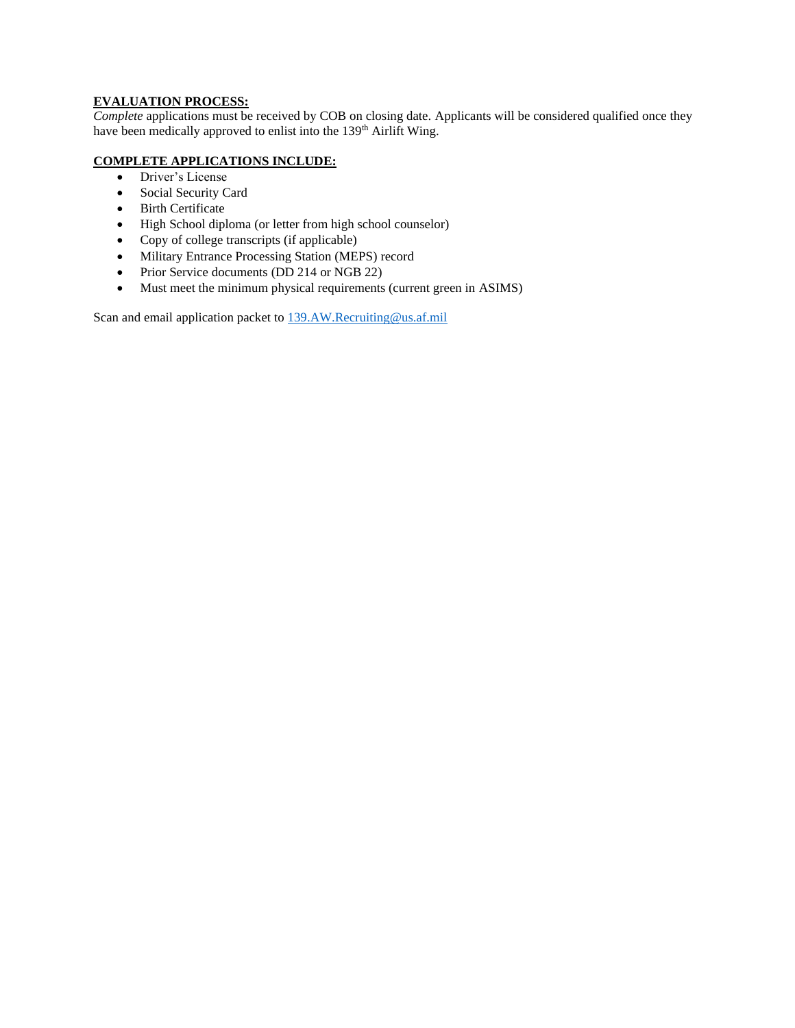**EVALUATION PROCESS:**

*Complete* applications must be received by COB on closing date. Applicants will be considered qualified once they have been medically approved to enlist into the 139th Airlift Wing.

**COMPLETE APPLICATIONS INCLUDE:**

- Driver's License
- Social Security Card
- Birth Certificate
- High School diploma (or letter from high school counselor)
- Copy of college transcripts (if applicable)
- Military Entrance Processing Station (MEPS) record
- Prior Service documents (DD 214 or NGB 22)
- Must meet the minimum physical requirements (current green in ASIMS)

Scan and email application packet to 139.AW.Recruiting@us.af.mil